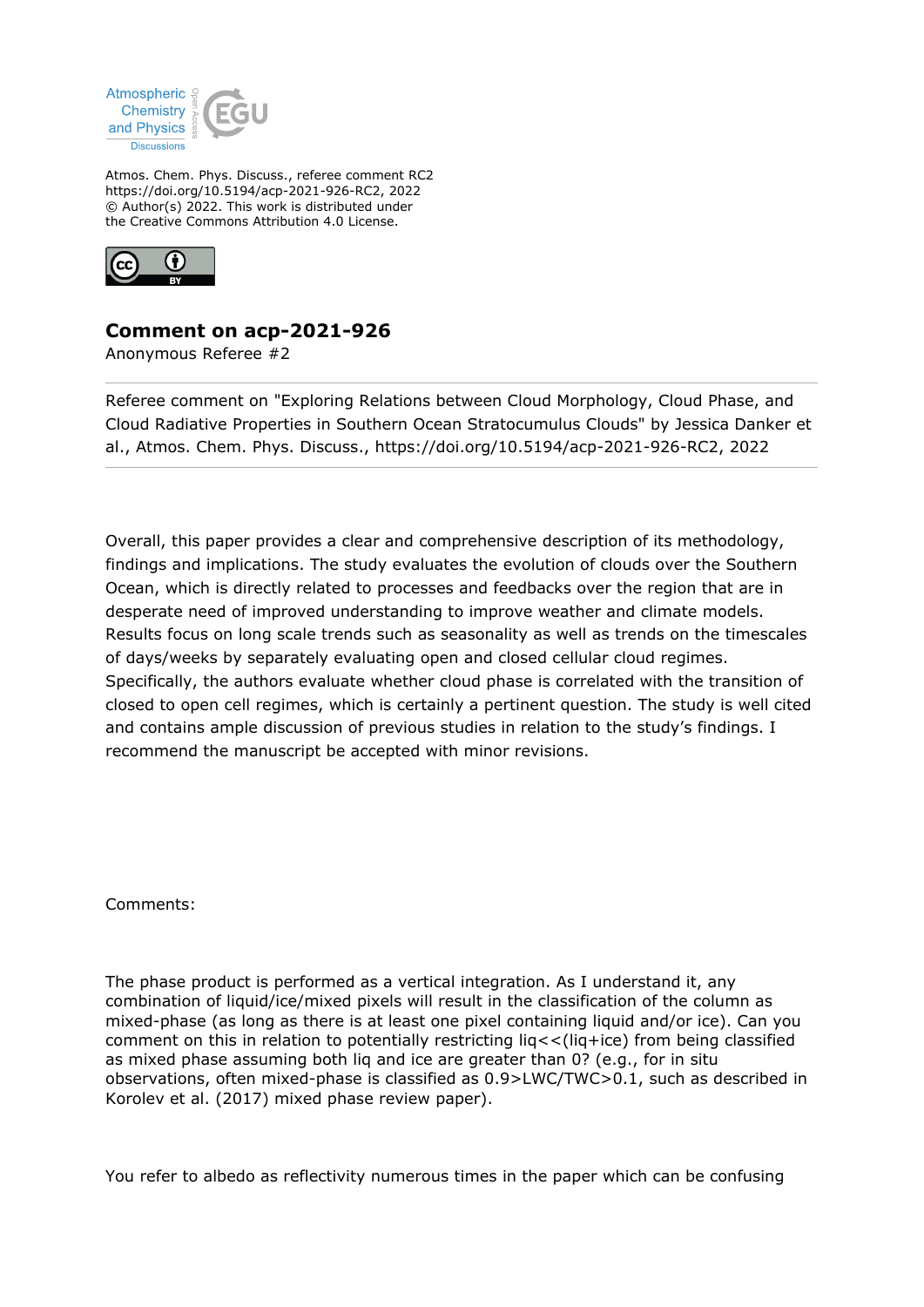Atmos. Chem. Phys. Discuss., referee comment RC2
https://doi.org/10.5194/acp-2021-926-RC2, 2022
© Author(s) 2022. This work is distributed under
the Creative Commons Attribution 4.0 License.

# Comment on acp-2021-926

Anonymous Referee #2

---

Referee comment on "Exploring Relations between Cloud Morphology, Cloud Phase, and Cloud Radiative Properties in Southern Ocean Stratocumulus Clouds" by Jessica Danker et al., Atmos. Chem. Phys. Discuss., https://doi.org/10.5194/acp-2021-926-RC2, 2022

---

Overall, this paper provides a clear and comprehensive description of its methodology, findings and implications. The study evaluates the evolution of clouds over the Southern Ocean, which is directly related to processes and feedbacks over the region that are in desperate need of improved understanding to improve weather and climate models. Results focus on long scale trends such as seasonality as well as trends on the timescales of days/weeks by separately evaluating open and closed cellular cloud regimes. Specifically, the authors evaluate whether cloud phase is correlated with the transition of closed to open cell regimes, which is certainly a pertinent question. The study is well cited and contains ample discussion of previous studies in relation to the study's findings. I recommend the manuscript be accepted with minor revisions.

Comments:

The phase product is performed as a vertical integration. As I understand it, any combination of liquid/ice/mixed pixels will result in the classification of the column as mixed-phase (as long as there is at least one pixel containing liquid and/or ice). Can you comment on this in relation to potentially restricting liq<<(liq+ice) from being classified as mixed phase assuming both liq and ice are greater than 0? (e.g., for in situ observations, often mixed-phase is classified as 0.9>LWC/TWC>0.1, such as described in Korolev et al. (2017) mixed phase review paper).

You refer to albedo as reflectivity numerous times in the paper which can be confusing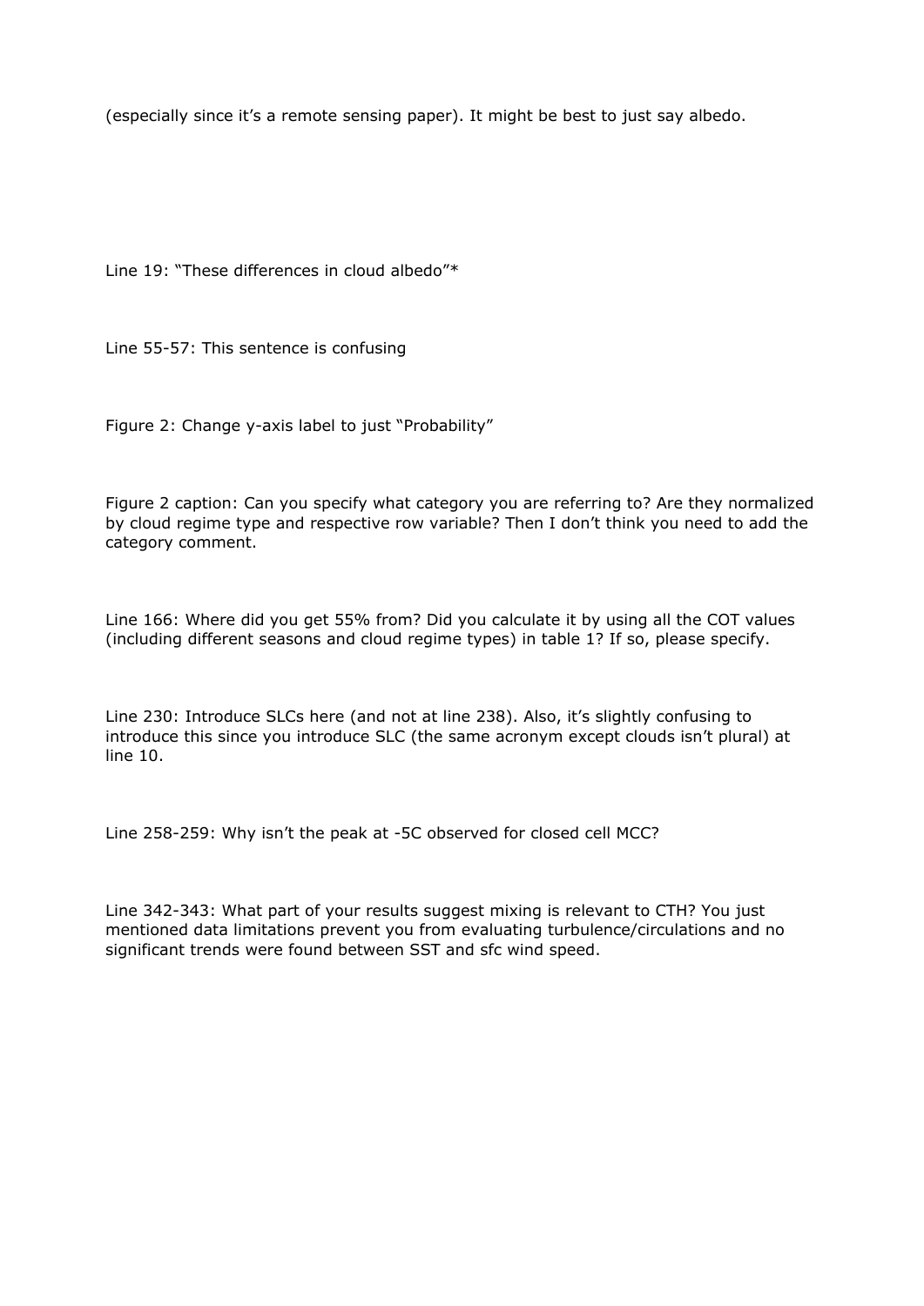(especially since it's a remote sensing paper). It might be best to just say albedo.

Line 19: "These differences in cloud albedo"*

Line 55-57: This sentence is confusing

Figure 2: Change y-axis label to just "Probability"

Figure 2 caption: Can you specify what category you are referring to? Are they normalized by cloud regime type and respective row variable? Then I don't think you need to add the category comment.

Line 166: Where did you get 55% from? Did you calculate it by using all the COT values (including different seasons and cloud regime types) in table 1? If so, please specify.

Line 230: Introduce SLCs here (and not at line 238). Also, it's slightly confusing to introduce this since you introduce SLC (the same acronym except clouds isn't plural) at line 10.

Line 258-259: Why isn't the peak at -5C observed for closed cell MCC?

Line 342-343: What part of your results suggest mixing is relevant to CTH? You just mentioned data limitations prevent you from evaluating turbulence/circulations and no significant trends were found between SST and sfc wind speed.